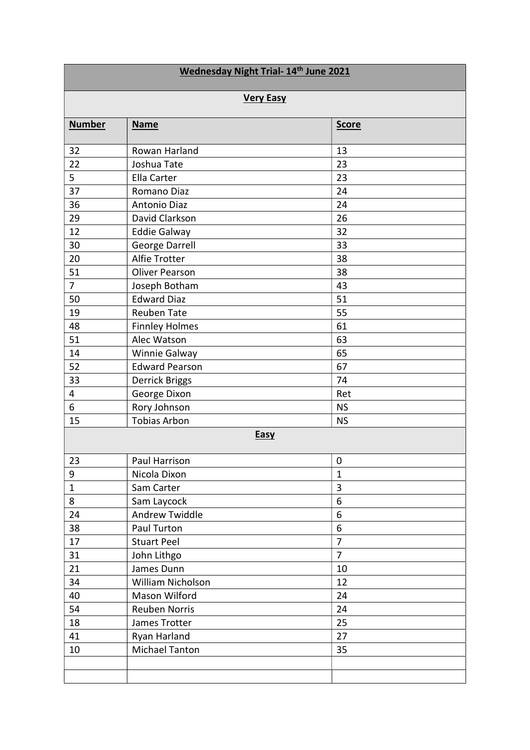| **Wednesday Night Trial- 14th June 2021** | | |
|---|---|---|
| **Very Easy** | | |
| **Number** | **Name** | **Score** |
| 32 | Rowan Harland | 13 |
| 22 | Joshua Tate | 23 |
| 5 | Ella Carter | 23 |
| 37 | Romano Diaz | 24 |
| 36 | Antonio Diaz | 24 |
| 29 | David Clarkson | 26 |
| 12 | Eddie Galway | 32 |
| 30 | George Darrell | 33 |
| 20 | Alfie Trotter | 38 |
| 51 | Oliver Pearson | 38 |
| 7 | Joseph Botham | 43 |
| 50 | Edward Diaz | 51 |
| 19 | Reuben Tate | 55 |
| 48 | Finnley Holmes | 61 |
| 51 | Alec Watson | 63 |
| 14 | Winnie Galway | 65 |
| 52 | Edward Pearson | 67 |
| 33 | Derrick Briggs | 74 |
| 4 | George Dixon | Ret |
| 6 | Rory Johnson | NS |
| 15 | Tobias Arbon | NS |
| **Easy** | | |
| 23 | Paul Harrison | 0 |
| 9 | Nicola Dixon | 1 |
| 1 | Sam Carter | 3 |
| 8 | Sam Laycock | 6 |
| 24 | Andrew Twiddle | 6 |
| 38 | Paul Turton | 6 |
| 17 | Stuart Peel | 7 |
| 31 | John Lithgo | 7 |
| 21 | James Dunn | 10 |
| 34 | William Nicholson | 12 |
| 40 | Mason Wilford | 24 |
| 54 | Reuben Norris | 24 |
| 18 | James Trotter | 25 |
| 41 | Ryan Harland | 27 |
| 10 | Michael Tanton | 35 |
| | | |
| | | |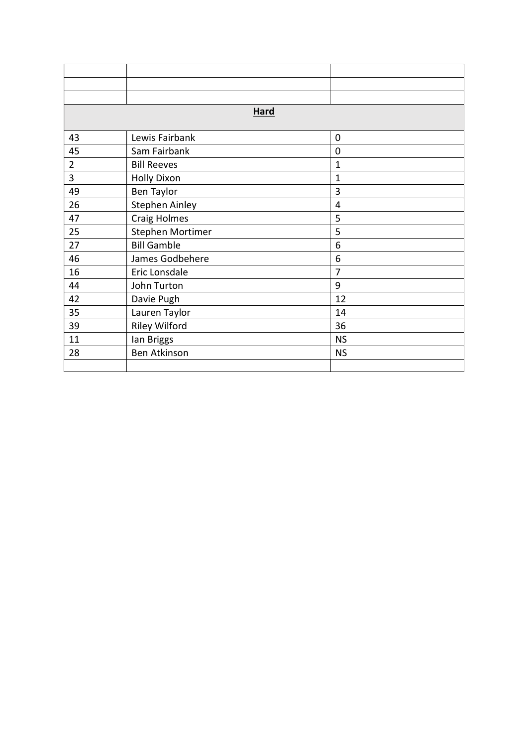| | | |
|---|---|---|
| | | |
| | | |
| | | |
| **Hard** | | |
| 43 | Lewis Fairbank | 0 |
| 45 | Sam Fairbank | 0 |
| 2 | Bill Reeves | 1 |
| 3 | Holly Dixon | 1 |
| 49 | Ben Taylor | 3 |
| 26 | Stephen Ainley | 4 |
| 47 | Craig Holmes | 5 |
| 25 | Stephen Mortimer | 5 |
| 27 | Bill Gamble | 6 |
| 46 | James Godbehere | 6 |
| 16 | Eric Lonsdale | 7 |
| 44 | John Turton | 9 |
| 42 | Davie Pugh | 12 |
| 35 | Lauren Taylor | 14 |
| 39 | Riley Wilford | 36 |
| 11 | Ian Briggs | NS |
| 28 | Ben Atkinson | NS |
| | | |